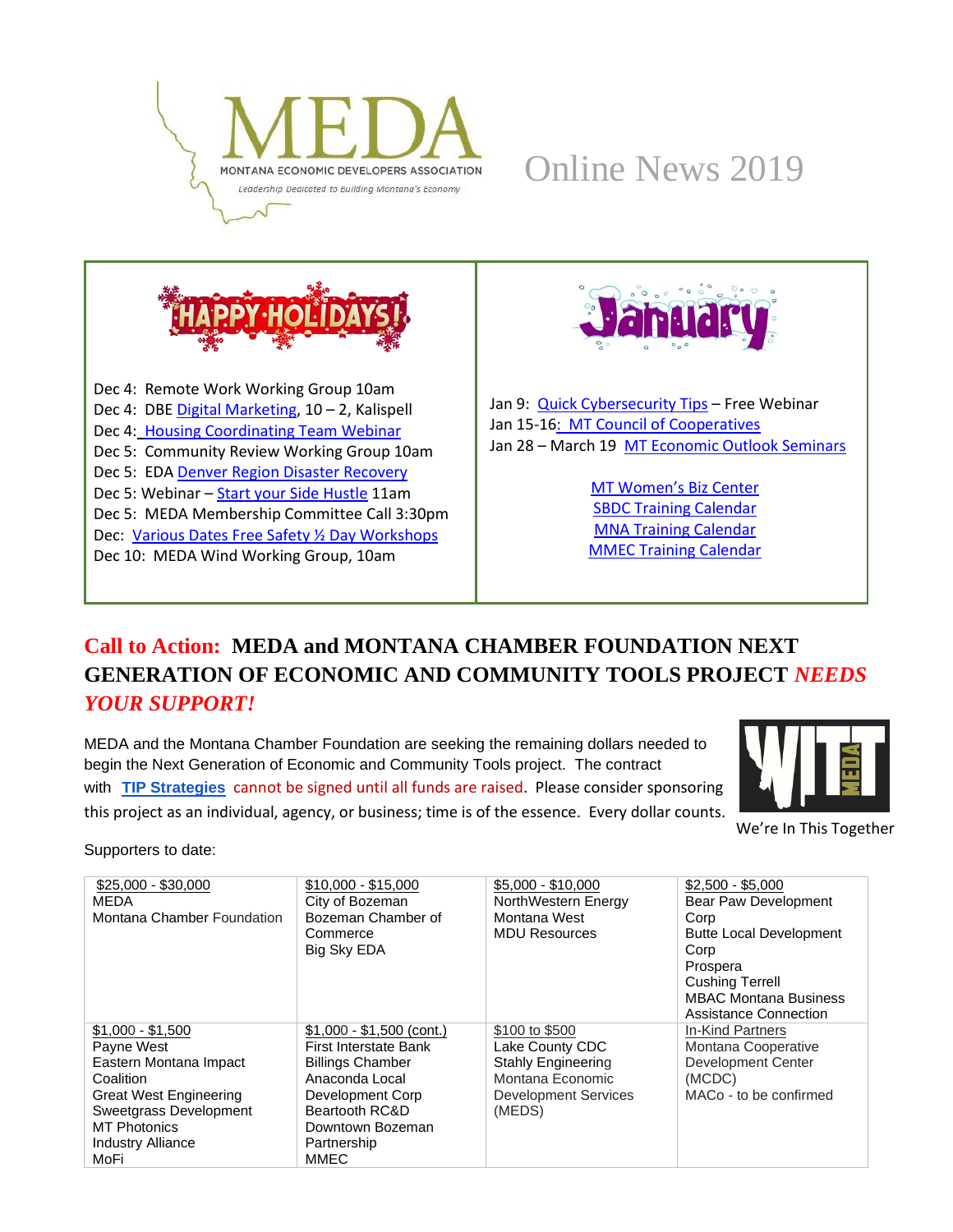# MEDA

MONTANA ECONOMIC DEVELOPERS ASSOCIATION

*Leadership Dedicated to Building Montana's Economy*

# Online News 2019

HAPPY HOLIDAYS!

Dec 4: Remote Work Working Group 10am
Dec 4: DBE Digital Marketing, 10 – 2, Kalispell
Dec 4: Housing Coordinating Team Webinar
Dec 5: Community Review Working Group 10am
Dec 5: EDA Denver Region Disaster Recovery
Dec 5: Webinar – Start your Side Hustle 11am
Dec 5: MEDA Membership Committee Call 3:30pm
Dec: Various Dates Free Safety ½ Day Workshops
Dec 10: MEDA Wind Working Group, 10am

January

Jan 9: Quick Cybersecurity Tips – Free Webinar
Jan 15-16: MT Council of Cooperatives
Jan 28 – March 19 MT Economic Outlook Seminars

MT Women's Biz Center
SBDC Training Calendar
MNA Training Calendar
MMEC Training Calendar

## Call to Action: MEDA and MONTANA CHAMBER FOUNDATION NEXT GENERATION OF ECONOMIC AND COMMUNITY TOOLS PROJECT *NEEDS YOUR SUPPORT!*

MEDA and the Montana Chamber Foundation are seeking the remaining dollars needed to begin the Next Generation of Economic and Community Tools project. The contract with **TIP Strategies** cannot be signed until all funds are raised. Please consider sponsoring this project as an individual, agency, or business; time is of the essence. Every dollar counts.

WITT MEDA

We're In This Together

Supporters to date:

| $25,000 - $30,000 | $10,000 - $15,000 | $5,000 - $10,000 | $2,500 - $5,000 |
|---|---|---|---|
| MEDA<br>Montana Chamber Foundation | City of Bozeman<br>Bozeman Chamber of Commerce<br>Big Sky EDA | NorthWestern Energy<br>Montana West<br>MDU Resources | Bear Paw Development Corp<br>Butte Local Development Corp<br>Prospera<br>Cushing Terrell<br>MBAC Montana Business Assistance Connection |
| **$1,000 - $1,500** | **$1,000 - $1,500 (cont.)** | **$100 to $500** | **In-Kind Partners** |
| Payne West<br>Eastern Montana Impact Coalition<br>Great West Engineering<br>Sweetgrass Development<br>MT Photonics Industry Alliance<br>MoFi | First Interstate Bank<br>Billings Chamber<br>Anaconda Local Development Corp<br>Beartooth RC&D<br>Downtown Bozeman Partnership<br>MMEC | Lake County CDC<br>Stahly Engineering<br>Montana Economic Development Services (MEDS) | Montana Cooperative Development Center (MCDC)<br>MACo - to be confirmed |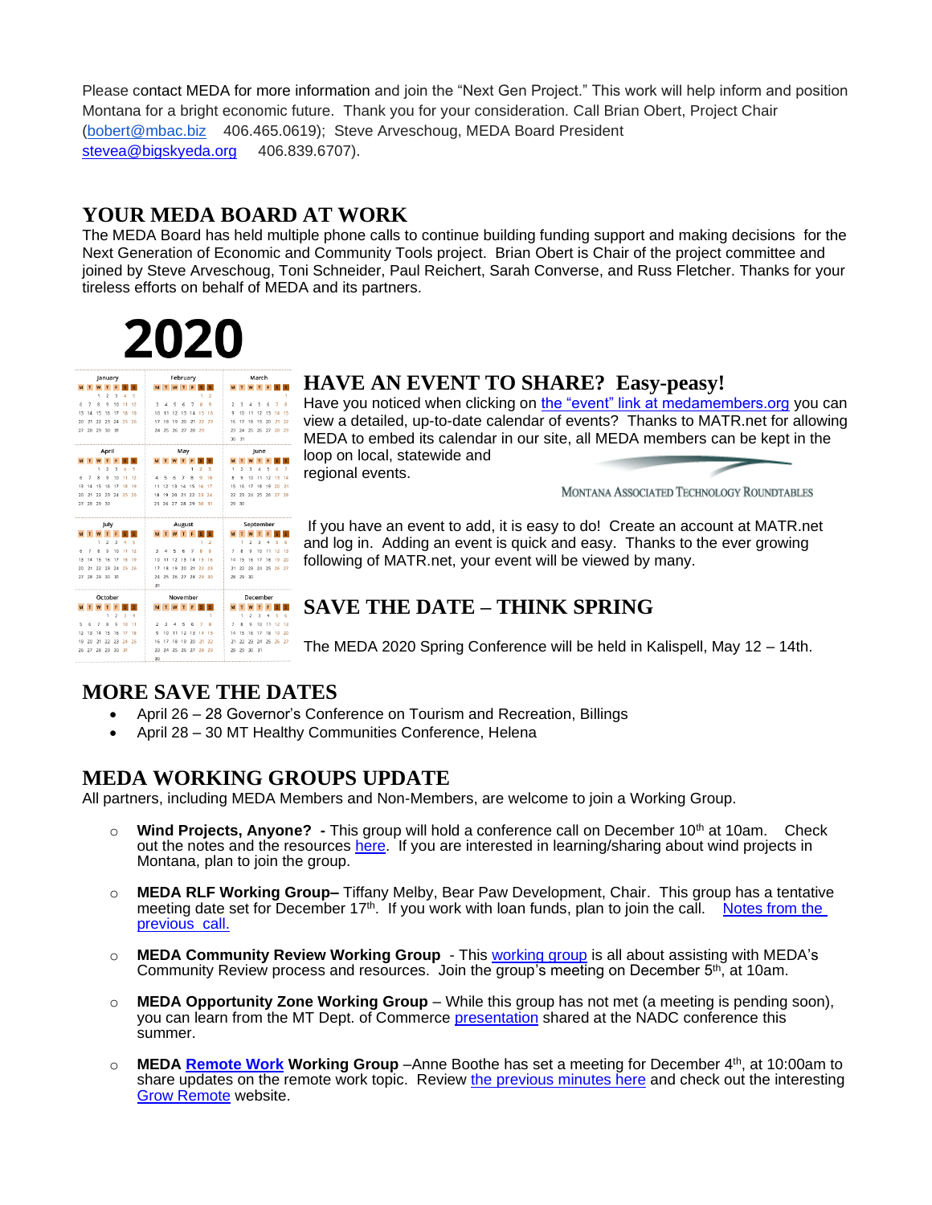Please contact MEDA for more information and join the "Next Gen Project." This work will help inform and position Montana for a bright economic future. Thank you for your consideration. Call Brian Obert, Project Chair (bobert@mbac.biz 406.465.0619); Steve Arveschoug, MEDA Board President stevea@bigskyeda.org 406.839.6707).

## YOUR MEDA BOARD AT WORK

The MEDA Board has held multiple phone calls to continue building funding support and making decisions for the Next Generation of Economic and Community Tools project. Brian Obert is Chair of the project committee and joined by Steve Arveschoug, Toni Schneider, Paul Reichert, Sarah Converse, and Russ Fletcher. Thanks for your tireless efforts on behalf of MEDA and its partners.

## HAVE AN EVENT TO SHARE? Easy-peasy!

Have you noticed when clicking on the "event" link at medamembers.org you can view a detailed, up-to-date calendar of events? Thanks to MATR.net for allowing MEDA to embed its calendar in our site, all MEDA members can be kept in the loop on local, statewide and regional events.

MONTANA ASSOCIATED TECHNOLOGY ROUNDTABLES

If you have an event to add, it is easy to do! Create an account at MATR.net and log in. Adding an event is quick and easy. Thanks to the ever growing following of MATR.net, your event will be viewed by many.

## SAVE THE DATE – THINK SPRING

The MEDA 2020 Spring Conference will be held in Kalispell, May 12 – 14th.

## MORE SAVE THE DATES

- April 26 – 28 Governor's Conference on Tourism and Recreation, Billings
- April 28 – 30 MT Healthy Communities Conference, Helena

## MEDA WORKING GROUPS UPDATE

All partners, including MEDA Members and Non-Members, are welcome to join a Working Group.

- **Wind Projects, Anyone? -** This group will hold a conference call on December 10th at 10am. Check out the notes and the resources here. If you are interested in learning/sharing about wind projects in Montana, plan to join the group.

- **MEDA RLF Working Group–** Tiffany Melby, Bear Paw Development, Chair. This group has a tentative meeting date set for December 17th. If you work with loan funds, plan to join the call. Notes from the previous call.

- **MEDA Community Review Working Group** - This working group is all about assisting with MEDA's Community Review process and resources. Join the group's meeting on December 5th, at 10am.

- **MEDA Opportunity Zone Working Group** – While this group has not met (a meeting is pending soon), you can learn from the MT Dept. of Commerce presentation shared at the NADC conference this summer.

- **MEDA Remote Work Working Group** –Anne Boothe has set a meeting for December 4th, at 10:00am to share updates on the remote work topic. Review the previous minutes here and check out the interesting Grow Remote website.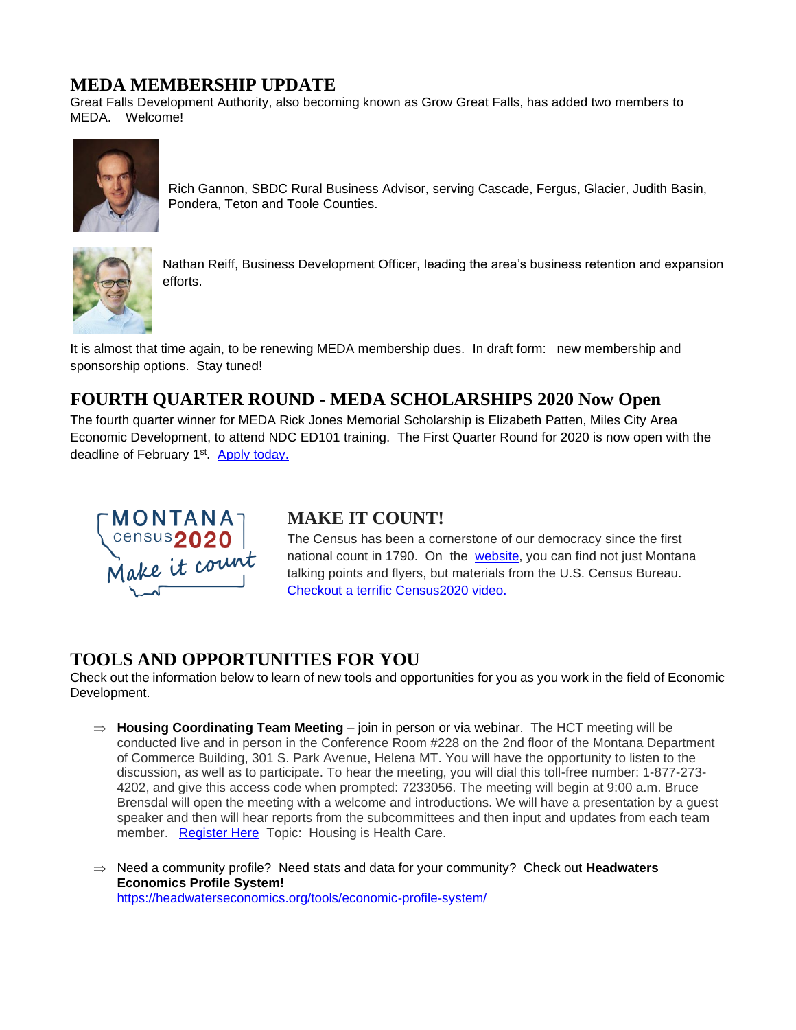## MEDA MEMBERSHIP UPDATE

Great Falls Development Authority, also becoming known as Grow Great Falls, has added two members to MEDA. Welcome!

Rich Gannon, SBDC Rural Business Advisor, serving Cascade, Fergus, Glacier, Judith Basin, Pondera, Teton and Toole Counties.

Nathan Reiff, Business Development Officer, leading the area's business retention and expansion efforts.

It is almost that time again, to be renewing MEDA membership dues. In draft form: new membership and sponsorship options. Stay tuned!

## FOURTH QUARTER ROUND - MEDA SCHOLARSHIPS 2020 Now Open

The fourth quarter winner for MEDA Rick Jones Memorial Scholarship is Elizabeth Patten, Miles City Area Economic Development, to attend NDC ED101 training. The First Quarter Round for 2020 is now open with the deadline of February 1st. Apply today.

## MAKE IT COUNT!

The Census has been a cornerstone of our democracy since the first national count in 1790. On the website, you can find not just Montana talking points and flyers, but materials from the U.S. Census Bureau. Checkout a terrific Census2020 video.

## TOOLS AND OPPORTUNITIES FOR YOU

Check out the information below to learn of new tools and opportunities for you as you work in the field of Economic Development.

- **Housing Coordinating Team Meeting** – join in person or via webinar. The HCT meeting will be conducted live and in person in the Conference Room #228 on the 2nd floor of the Montana Department of Commerce Building, 301 S. Park Avenue, Helena MT. You will have the opportunity to listen to the discussion, as well as to participate. To hear the meeting, you will dial this toll-free number: 1-877-273-4202, and give this access code when prompted: 7233056. The meeting will begin at 9:00 a.m. Bruce Brensdal will open the meeting with a welcome and introductions. We will have a presentation by a guest speaker and then will hear reports from the subcommittees and then input and updates from each team member. Register Here Topic: Housing is Health Care.

- Need a community profile? Need stats and data for your community? Check out **Headwaters Economics Profile System!** https://headwaterseconomics.org/tools/economic-profile-system/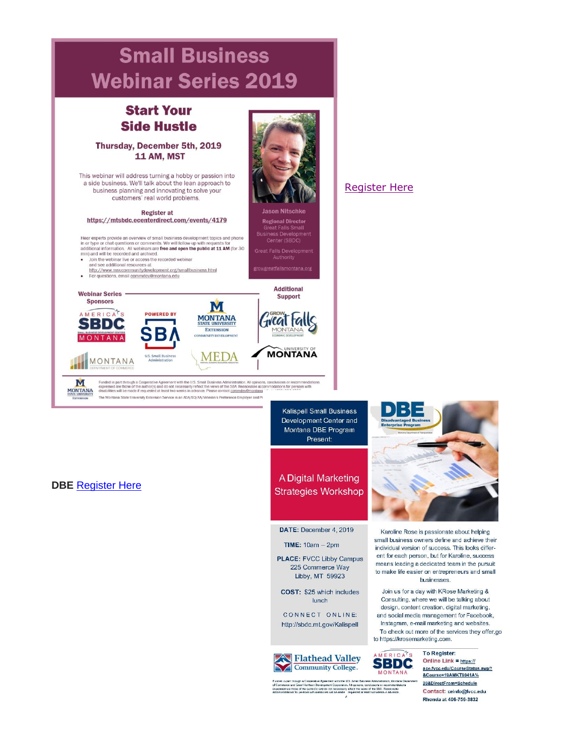# Small Business Webinar Series 2019

## Start Your Side Hustle

**Thursday, December 5th, 2019**
**11 AM, MST**

This webinar will address turning a hobby or passion into a side business. We'll talk about the lean approach to business planning and innovating to solve your customers' real world problems.

**Register at**
**https://mtsbdc.ecenterdirect.com/events/4179**

Hear experts provide an overview of small business development topics and phone in or type or chat questions or comments. We will follow-up with requests for additional information. All webinars are **free and open the public at 11 AM** (for 30 min) and will be recorded and archived.

- Join the webinar live or access the recorded webinar and see additional resources at http://www.msucommunitydevelopment.org/smallbusiness.html
- For questions, email commdev@montana.edu

**Jason Nitschke**
Regional Director
Great Falls Small Business Development Center (SBDC)
Great Falls Development Authority
growgreatfallsmontana.org

**Webinar Series Sponsors**: America's SBDC Montana; Powered by SBA U.S. Small Business Administration; Montana State University Extension Community Development; Montana Department of Commerce; MEDA

**Additional Support**: Grow Great Falls Montana Economic Development; University of Montana

Funded in part through a Cooperative Agreement with the U.S. Small Business Administration. All opinions, conclusions or recommendations expressed are those of the author(s) and do not necessarily reflect the views of the SBA. Reasonable accommodations for persons with disabilities will be made if requested at least two weeks in advance. Please contact commdev@montana...

The Montana State University Extension Service is an ADA/EO/AA/Veteran's Preference Employer and Pr...

Register Here

---

**DBE** Register Here

Kalispell Small Business Development Center and Montana DBE Program Present:

## A Digital Marketing Strategies Workshop

**DATE:** December 4, 2019

**TIME:** 10am – 2pm

**PLACE:** FVCC Libby Campus
225 Commerce Way
Libby, MT 59923

**COST:** $25 which includes lunch

CONNECT ONLINE:
http://sbdc.mt.gov/Kalispell

Karoline Rose is passionate about helping small business owners define and achieve their individual version of success. This looks different for each person, but for Karoline, success means leading a dedicated team in the pursuit to make life easier on entrepreneurs and small businesses.

Join us for a day with KRose Marketing & Consulting, where we will be talking about design, content creation, digital marketing, and social media management for Facebook, Instagram, e-mail marketing and websites. To check out more of the services they offer, go to https://krosemarketing.com.

**To Register:**
**Online Link** = https://ace.fvcc.edu/CourseStatus.awp?&Course=19AMKT9041A%20&DirectFrom=Schedule
**Contact:** ceinfo@fvcc.edu
Rhonda at 406-756-3832

Flathead Valley Community College; America's SBDC Montana

Funded in part through a Cooperative Agreement with the U.S. Small Business Administration, Montana Department of Commerce and Great Northern Development Corporation. All opinions, conclusions or recommendations expressed are those of the author(s) and do not necessarily reflect the views of the SBA. Reasonable accommodations for persons with disabilities will be made if requested at least two weeks in advance.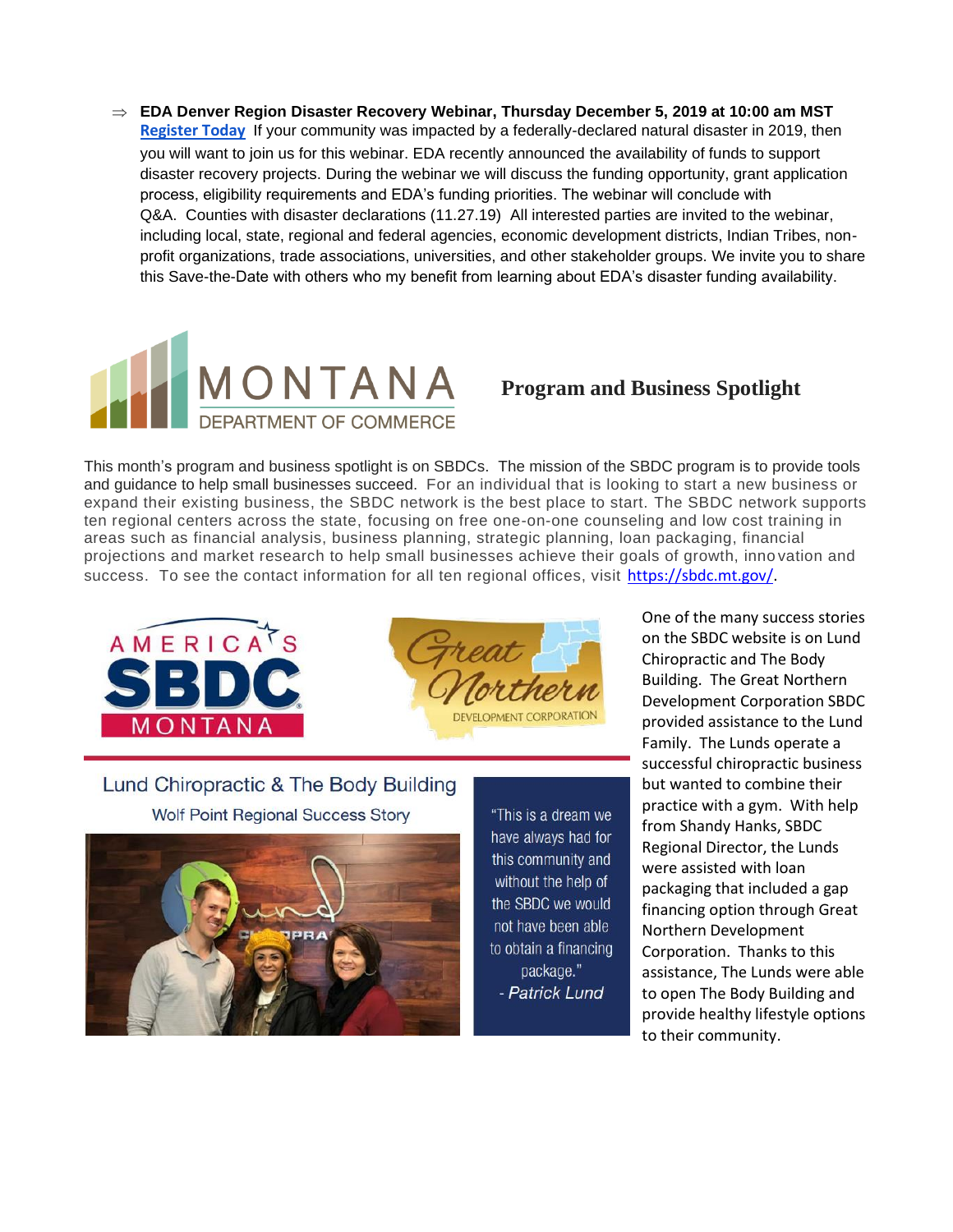⇒ **EDA Denver Region Disaster Recovery Webinar, Thursday December 5, 2019 at 10:00 am MST** [Register Today](#) If your community was impacted by a federally-declared natural disaster in 2019, then you will want to join us for this webinar. EDA recently announced the availability of funds to support disaster recovery projects. During the webinar we will discuss the funding opportunity, grant application process, eligibility requirements and EDA's funding priorities. The webinar will conclude with Q&A. Counties with disaster declarations (11.27.19) All interested parties are invited to the webinar, including local, state, regional and federal agencies, economic development districts, Indian Tribes, non-profit organizations, trade associations, universities, and other stakeholder groups. We invite you to share this Save-the-Date with others who my benefit from learning about EDA's disaster funding availability.

MONTANA DEPARTMENT OF COMMERCE

## Program and Business Spotlight

This month's program and business spotlight is on SBDCs. The mission of the SBDC program is to provide tools and guidance to help small businesses succeed. For an individual that is looking to start a new business or expand their existing business, the SBDC network is the best place to start. The SBDC network supports ten regional centers across the state, focusing on free one-on-one counseling and low cost training in areas such as financial analysis, business planning, strategic planning, loan packaging, financial projections and market research to help small businesses achieve their goals of growth, innovation and success. To see the contact information for all ten regional offices, visit [https://sbdc.mt.gov/](https://sbdc.mt.gov/).

AMERICA'S SBDC MONTANA

Great Northern DEVELOPMENT CORPORATION

### Lund Chiropractic & The Body Building

Wolf Point Regional Success Story

"This is a dream we have always had for this community and without the help of the SBDC we would not have been able to obtain a financing package."
- *Patrick Lund*

One of the many success stories on the SBDC website is on Lund Chiropractic and The Body Building. The Great Northern Development Corporation SBDC provided assistance to the Lund Family. The Lunds operate a successful chiropractic business but wanted to combine their practice with a gym. With help from Shandy Hanks, SBDC Regional Director, the Lunds were assisted with loan packaging that included a gap financing option through Great Northern Development Corporation. Thanks to this assistance, The Lunds were able to open The Body Building and provide healthy lifestyle options to their community.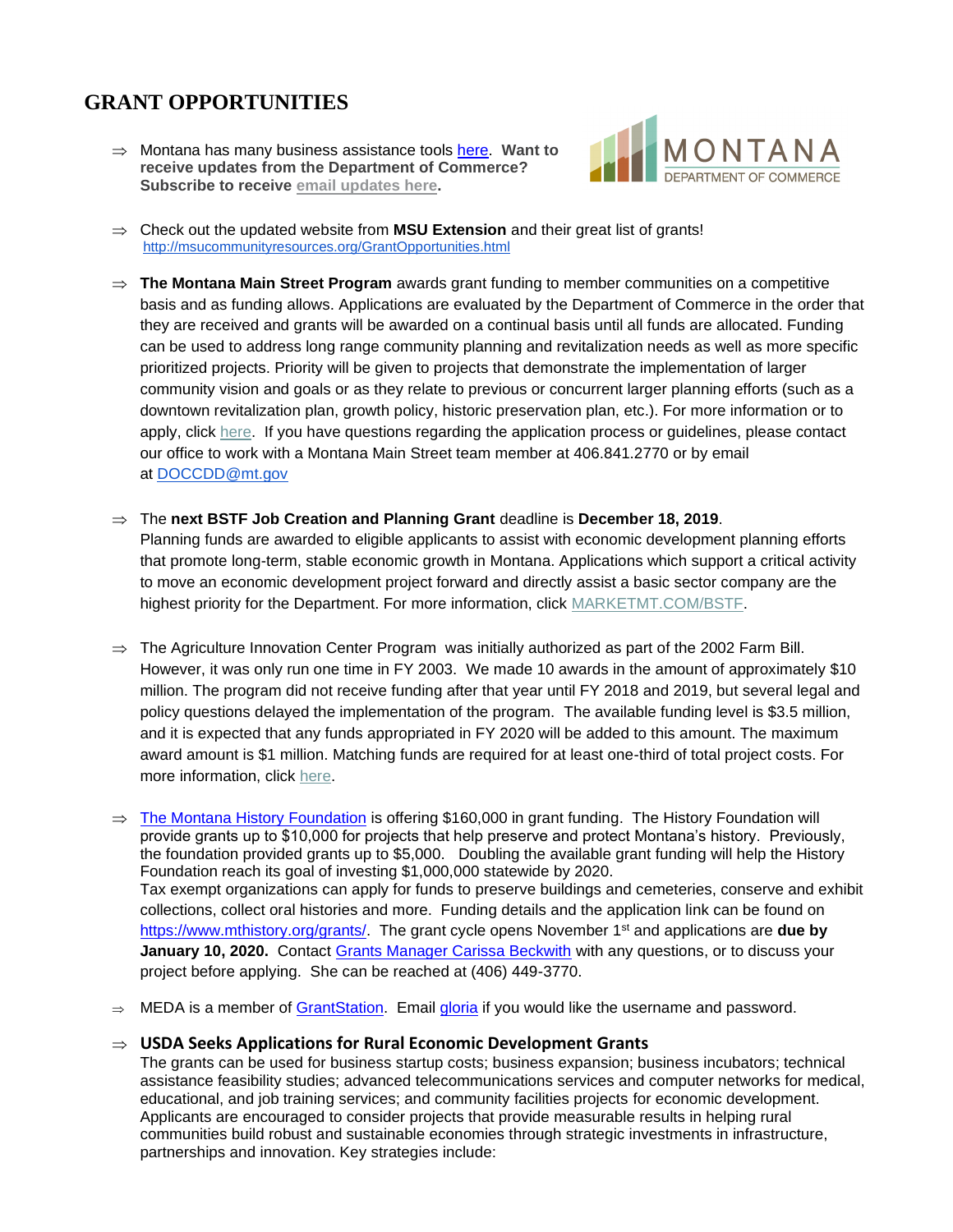## GRANT OPPORTUNITIES

- Montana has many business assistance tools here. **Want to receive updates from the Department of Commerce? Subscribe to receive email updates here.**

- Check out the updated website from **MSU Extension** and their great list of grants! http://msucommunityresources.org/GrantOpportunities.html

- **The Montana Main Street Program** awards grant funding to member communities on a competitive basis and as funding allows. Applications are evaluated by the Department of Commerce in the order that they are received and grants will be awarded on a continual basis until all funds are allocated. Funding can be used to address long range community planning and revitalization needs as well as more specific prioritized projects. Priority will be given to projects that demonstrate the implementation of larger community vision and goals or as they relate to previous or concurrent larger planning efforts (such as a downtown revitalization plan, growth policy, historic preservation plan, etc.). For more information or to apply, click here. If you have questions regarding the application process or guidelines, please contact our office to work with a Montana Main Street team member at 406.841.2770 or by email at DOCCDD@mt.gov

- The **next BSTF Job Creation and Planning Grant** deadline is **December 18, 2019**. Planning funds are awarded to eligible applicants to assist with economic development planning efforts that promote long-term, stable economic growth in Montana. Applications which support a critical activity to move an economic development project forward and directly assist a basic sector company are the highest priority for the Department. For more information, click MARKETMT.COM/BSTF.

- The Agriculture Innovation Center Program was initially authorized as part of the 2002 Farm Bill. However, it was only run one time in FY 2003. We made 10 awards in the amount of approximately $10 million. The program did not receive funding after that year until FY 2018 and 2019, but several legal and policy questions delayed the implementation of the program. The available funding level is $3.5 million, and it is expected that any funds appropriated in FY 2020 will be added to this amount. The maximum award amount is $1 million. Matching funds are required for at least one-third of total project costs. For more information, click here.

- The Montana History Foundation is offering $160,000 in grant funding. The History Foundation will provide grants up to $10,000 for projects that help preserve and protect Montana's history. Previously, the foundation provided grants up to $5,000. Doubling the available grant funding will help the History Foundation reach its goal of investing $1,000,000 statewide by 2020.
  Tax exempt organizations can apply for funds to preserve buildings and cemeteries, conserve and exhibit collections, collect oral histories and more. Funding details and the application link can be found on https://www.mthistory.org/grants/. The grant cycle opens November 1st and applications are **due by January 10, 2020.** Contact Grants Manager Carissa Beckwith with any questions, or to discuss your project before applying. She can be reached at (406) 449-3770.

- MEDA is a member of GrantStation. Email gloria if you would like the username and password.

- **USDA Seeks Applications for Rural Economic Development Grants**
  The grants can be used for business startup costs; business expansion; business incubators; technical assistance feasibility studies; advanced telecommunications services and computer networks for medical, educational, and job training services; and community facilities projects for economic development. Applicants are encouraged to consider projects that provide measurable results in helping rural communities build robust and sustainable economies through strategic investments in infrastructure, partnerships and innovation. Key strategies include: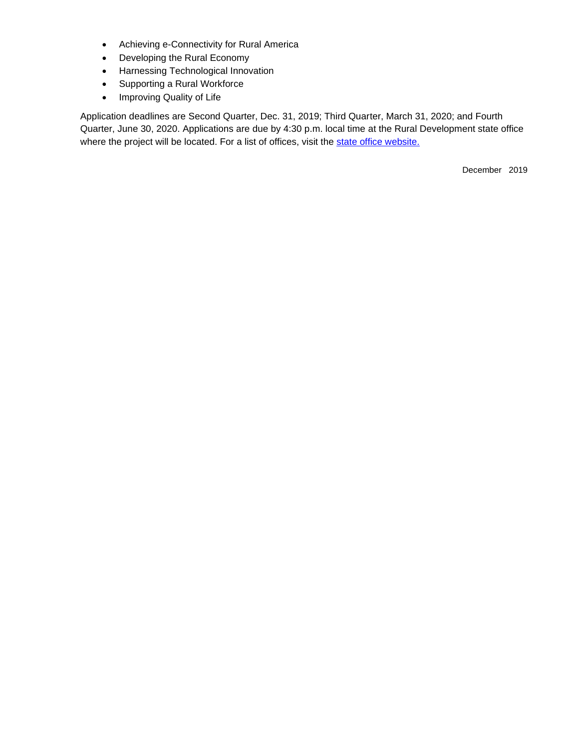- Achieving e-Connectivity for Rural America
- Developing the Rural Economy
- Harnessing Technological Innovation
- Supporting a Rural Workforce
- Improving Quality of Life

Application deadlines are Second Quarter, Dec. 31, 2019; Third Quarter, March 31, 2020; and Fourth Quarter, June 30, 2020. Applications are due by 4:30 p.m. local time at the Rural Development state office where the project will be located. For a list of offices, visit the state office website.

December 2019